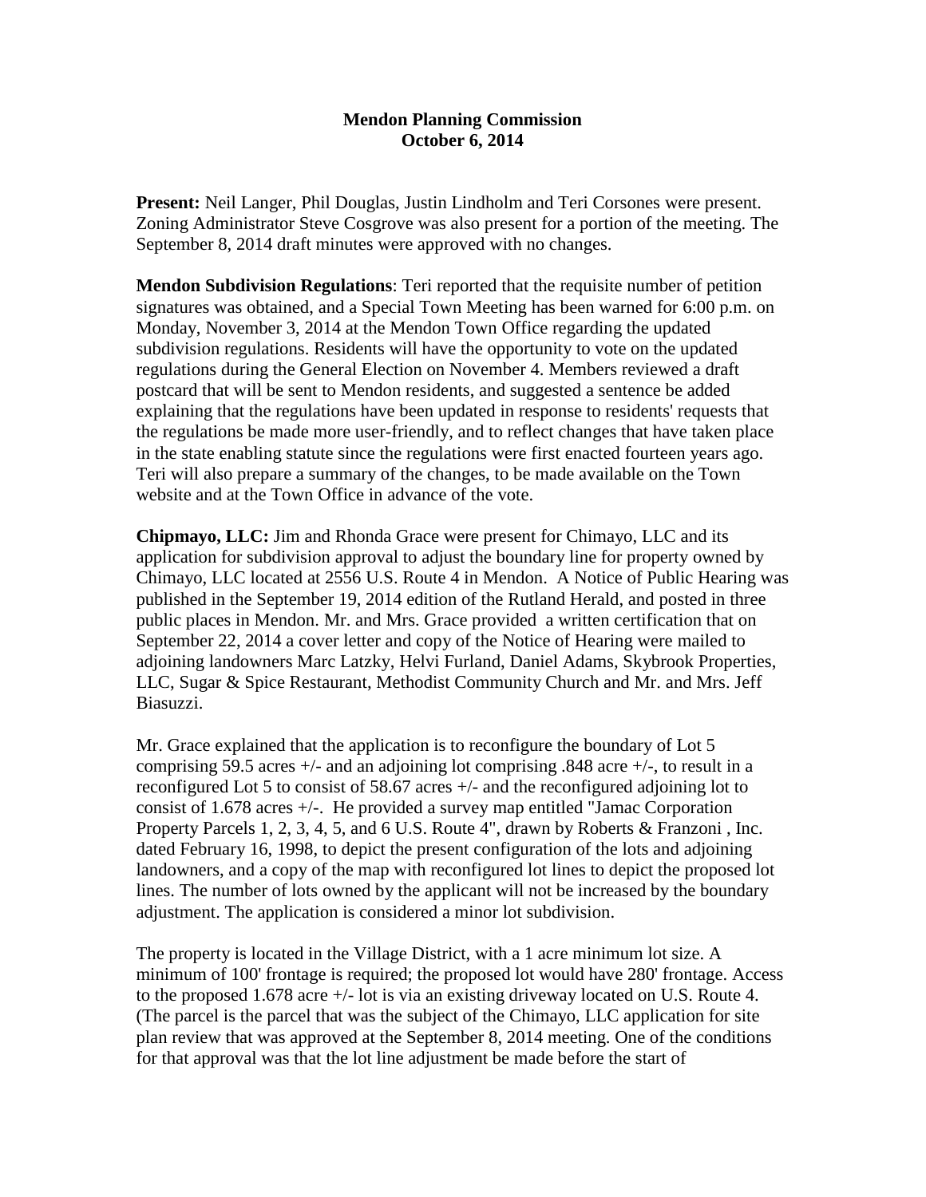**Mendon Planning Commission**
**October 6, 2014**

**Present:** Neil Langer, Phil Douglas, Justin Lindholm and Teri Corsones were present. Zoning Administrator Steve Cosgrove was also present for a portion of the meeting. The September 8, 2014 draft minutes were approved with no changes.

**Mendon Subdivision Regulations**: Teri reported that the requisite number of petition signatures was obtained, and a Special Town Meeting has been warned for 6:00 p.m. on Monday, November 3, 2014 at the Mendon Town Office regarding the updated subdivision regulations. Residents will have the opportunity to vote on the updated regulations during the General Election on November 4. Members reviewed a draft postcard that will be sent to Mendon residents, and suggested a sentence be added explaining that the regulations have been updated in response to residents' requests that the regulations be made more user-friendly, and to reflect changes that have taken place in the state enabling statute since the regulations were first enacted fourteen years ago. Teri will also prepare a summary of the changes, to be made available on the Town website and at the Town Office in advance of the vote.

**Chipmayo, LLC:** Jim and Rhonda Grace were present for Chimayo, LLC and its application for subdivision approval to adjust the boundary line for property owned by Chimayo, LLC located at 2556 U.S. Route 4 in Mendon. A Notice of Public Hearing was published in the September 19, 2014 edition of the Rutland Herald, and posted in three public places in Mendon. Mr. and Mrs. Grace provided a written certification that on September 22, 2014 a cover letter and copy of the Notice of Hearing were mailed to adjoining landowners Marc Latzky, Helvi Furland, Daniel Adams, Skybrook Properties, LLC, Sugar & Spice Restaurant, Methodist Community Church and Mr. and Mrs. Jeff Biasuzzi.

Mr. Grace explained that the application is to reconfigure the boundary of Lot 5 comprising 59.5 acres +/- and an adjoining lot comprising .848 acre +/-, to result in a reconfigured Lot 5 to consist of 58.67 acres +/- and the reconfigured adjoining lot to consist of 1.678 acres +/-. He provided a survey map entitled "Jamac Corporation Property Parcels 1, 2, 3, 4, 5, and 6 U.S. Route 4", drawn by Roberts & Franzoni , Inc. dated February 16, 1998, to depict the present configuration of the lots and adjoining landowners, and a copy of the map with reconfigured lot lines to depict the proposed lot lines. The number of lots owned by the applicant will not be increased by the boundary adjustment. The application is considered a minor lot subdivision.

The property is located in the Village District, with a 1 acre minimum lot size. A minimum of 100' frontage is required; the proposed lot would have 280' frontage. Access to the proposed 1.678 acre +/- lot is via an existing driveway located on U.S. Route 4. (The parcel is the parcel that was the subject of the Chimayo, LLC application for site plan review that was approved at the September 8, 2014 meeting. One of the conditions for that approval was that the lot line adjustment be made before the start of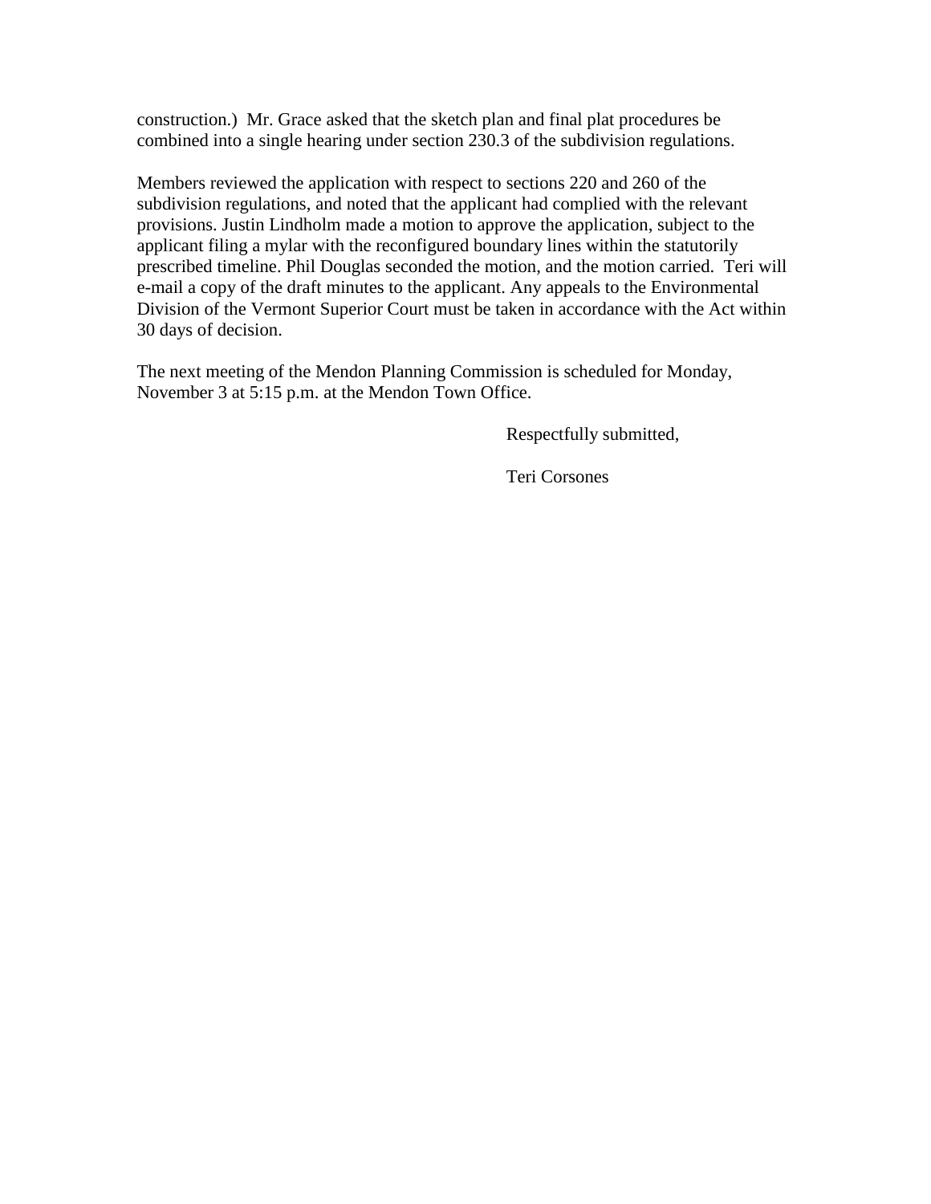construction.) Mr. Grace asked that the sketch plan and final plat procedures be combined into a single hearing under section 230.3 of the subdivision regulations.

Members reviewed the application with respect to sections 220 and 260 of the subdivision regulations, and noted that the applicant had complied with the relevant provisions. Justin Lindholm made a motion to approve the application, subject to the applicant filing a mylar with the reconfigured boundary lines within the statutorily prescribed timeline. Phil Douglas seconded the motion, and the motion carried. Teri will e-mail a copy of the draft minutes to the applicant. Any appeals to the Environmental Division of the Vermont Superior Court must be taken in accordance with the Act within 30 days of decision.

The next meeting of the Mendon Planning Commission is scheduled for Monday, November 3 at 5:15 p.m. at the Mendon Town Office.

Respectfully submitted,

Teri Corsones